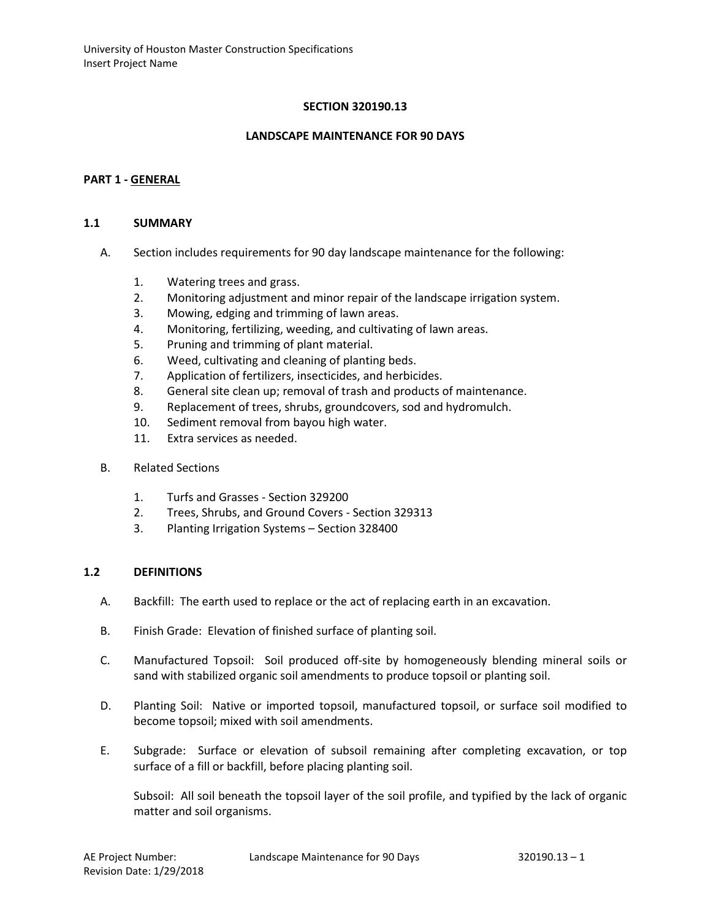## SECTION 320190.13

## LANDSCAPE MAINTENANCE FOR 90 DAYS

### PART 1 - GENERAL

### 1.1 SUMMARY

A. Section includes requirements for 90 day landscape maintenance for the following:

1. Watering trees and grass.
2. Monitoring adjustment and minor repair of the landscape irrigation system.
3. Mowing, edging and trimming of lawn areas.
4. Monitoring, fertilizing, weeding, and cultivating of lawn areas.
5. Pruning and trimming of plant material.
6. Weed, cultivating and cleaning of planting beds.
7. Application of fertilizers, insecticides, and herbicides.
8. General site clean up; removal of trash and products of maintenance.
9. Replacement of trees, shrubs, groundcovers, sod and hydromulch.
10. Sediment removal from bayou high water.
11. Extra services as needed.

B. Related Sections

1. Turfs and Grasses - Section 329200
2. Trees, Shrubs, and Ground Covers - Section 329313
3. Planting Irrigation Systems – Section 328400

### 1.2 DEFINITIONS

A. Backfill: The earth used to replace or the act of replacing earth in an excavation.

B. Finish Grade: Elevation of finished surface of planting soil.

C. Manufactured Topsoil: Soil produced off-site by homogeneously blending mineral soils or sand with stabilized organic soil amendments to produce topsoil or planting soil.

D. Planting Soil: Native or imported topsoil, manufactured topsoil, or surface soil modified to become topsoil; mixed with soil amendments.

E. Subgrade: Surface or elevation of subsoil remaining after completing excavation, or top surface of a fill or backfill, before placing planting soil.

Subsoil: All soil beneath the topsoil layer of the soil profile, and typified by the lack of organic matter and soil organisms.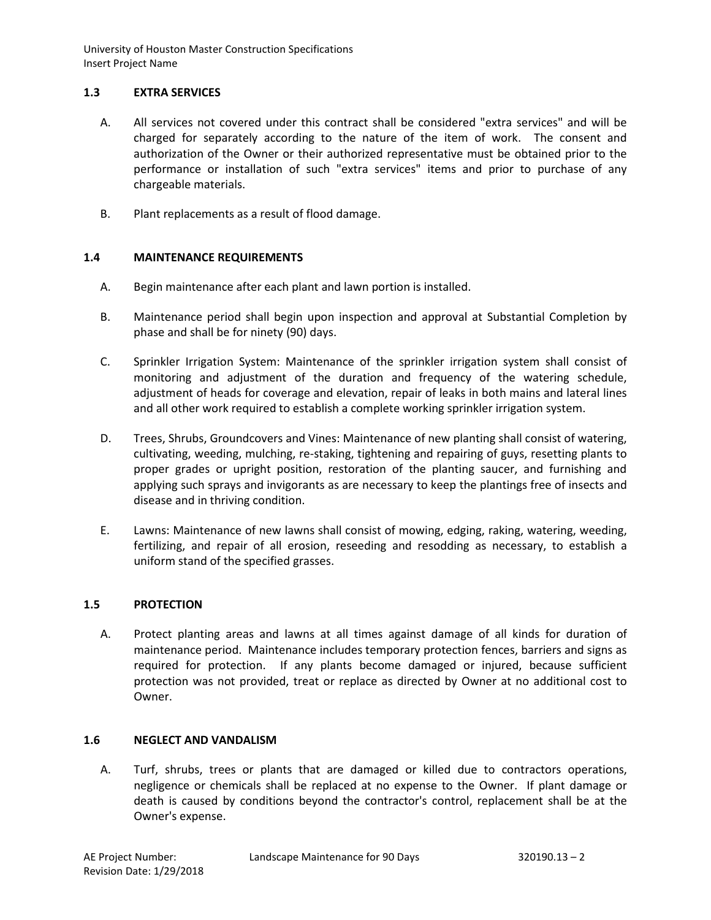### 1.3 EXTRA SERVICES

A. All services not covered under this contract shall be considered "extra services" and will be charged for separately according to the nature of the item of work. The consent and authorization of the Owner or their authorized representative must be obtained prior to the performance or installation of such "extra services" items and prior to purchase of any chargeable materials.

B. Plant replacements as a result of flood damage.

### 1.4 MAINTENANCE REQUIREMENTS

A. Begin maintenance after each plant and lawn portion is installed.

B. Maintenance period shall begin upon inspection and approval at Substantial Completion by phase and shall be for ninety (90) days.

C. Sprinkler Irrigation System: Maintenance of the sprinkler irrigation system shall consist of monitoring and adjustment of the duration and frequency of the watering schedule, adjustment of heads for coverage and elevation, repair of leaks in both mains and lateral lines and all other work required to establish a complete working sprinkler irrigation system.

D. Trees, Shrubs, Groundcovers and Vines: Maintenance of new planting shall consist of watering, cultivating, weeding, mulching, re-staking, tightening and repairing of guys, resetting plants to proper grades or upright position, restoration of the planting saucer, and furnishing and applying such sprays and invigorants as are necessary to keep the plantings free of insects and disease and in thriving condition.

E. Lawns: Maintenance of new lawns shall consist of mowing, edging, raking, watering, weeding, fertilizing, and repair of all erosion, reseeding and resodding as necessary, to establish a uniform stand of the specified grasses.

### 1.5 PROTECTION

A. Protect planting areas and lawns at all times against damage of all kinds for duration of maintenance period. Maintenance includes temporary protection fences, barriers and signs as required for protection. If any plants become damaged or injured, because sufficient protection was not provided, treat or replace as directed by Owner at no additional cost to Owner.

### 1.6 NEGLECT AND VANDALISM

A. Turf, shrubs, trees or plants that are damaged or killed due to contractors operations, negligence or chemicals shall be replaced at no expense to the Owner. If plant damage or death is caused by conditions beyond the contractor's control, replacement shall be at the Owner's expense.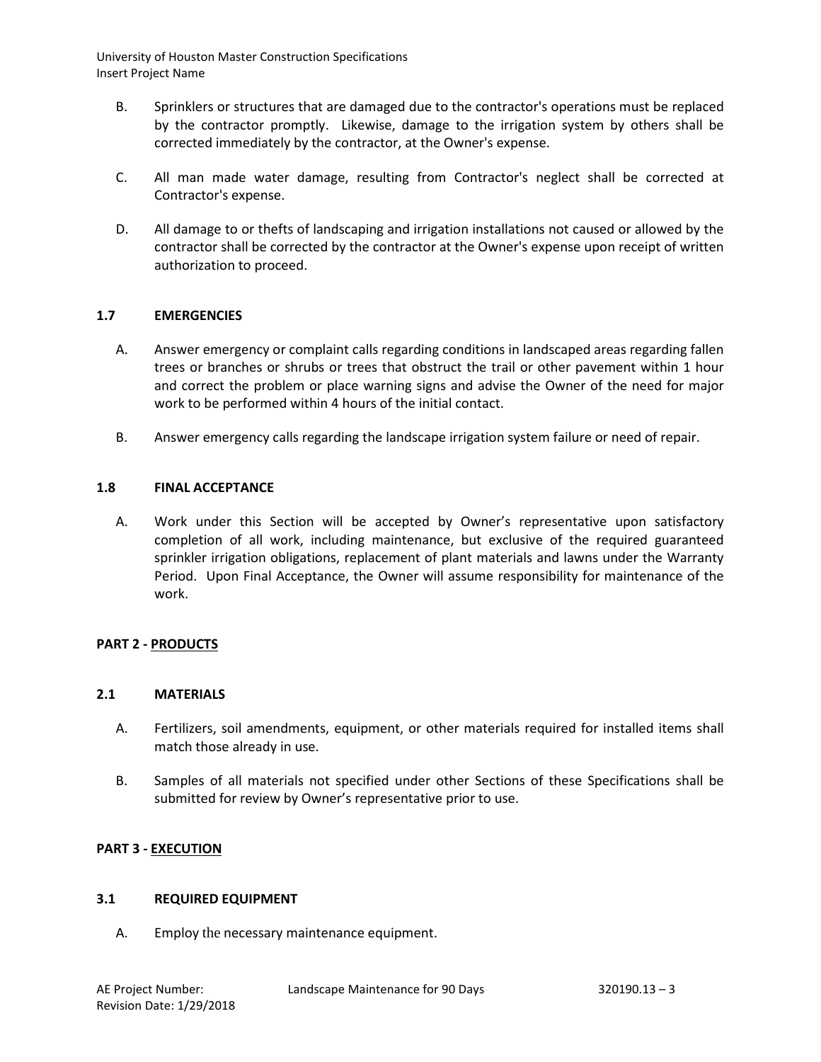B. Sprinklers or structures that are damaged due to the contractor's operations must be replaced by the contractor promptly. Likewise, damage to the irrigation system by others shall be corrected immediately by the contractor, at the Owner's expense.

C. All man made water damage, resulting from Contractor's neglect shall be corrected at Contractor's expense.

D. All damage to or thefts of landscaping and irrigation installations not caused or allowed by the contractor shall be corrected by the contractor at the Owner's expense upon receipt of written authorization to proceed.

### 1.7 EMERGENCIES

A. Answer emergency or complaint calls regarding conditions in landscaped areas regarding fallen trees or branches or shrubs or trees that obstruct the trail or other pavement within 1 hour and correct the problem or place warning signs and advise the Owner of the need for major work to be performed within 4 hours of the initial contact.

B. Answer emergency calls regarding the landscape irrigation system failure or need of repair.

### 1.8 FINAL ACCEPTANCE

A. Work under this Section will be accepted by Owner's representative upon satisfactory completion of all work, including maintenance, but exclusive of the required guaranteed sprinkler irrigation obligations, replacement of plant materials and lawns under the Warranty Period. Upon Final Acceptance, the Owner will assume responsibility for maintenance of the work.

## PART 2 - PRODUCTS

### 2.1 MATERIALS

A. Fertilizers, soil amendments, equipment, or other materials required for installed items shall match those already in use.

B. Samples of all materials not specified under other Sections of these Specifications shall be submitted for review by Owner's representative prior to use.

## PART 3 - EXECUTION

### 3.1 REQUIRED EQUIPMENT

A. Employ the necessary maintenance equipment.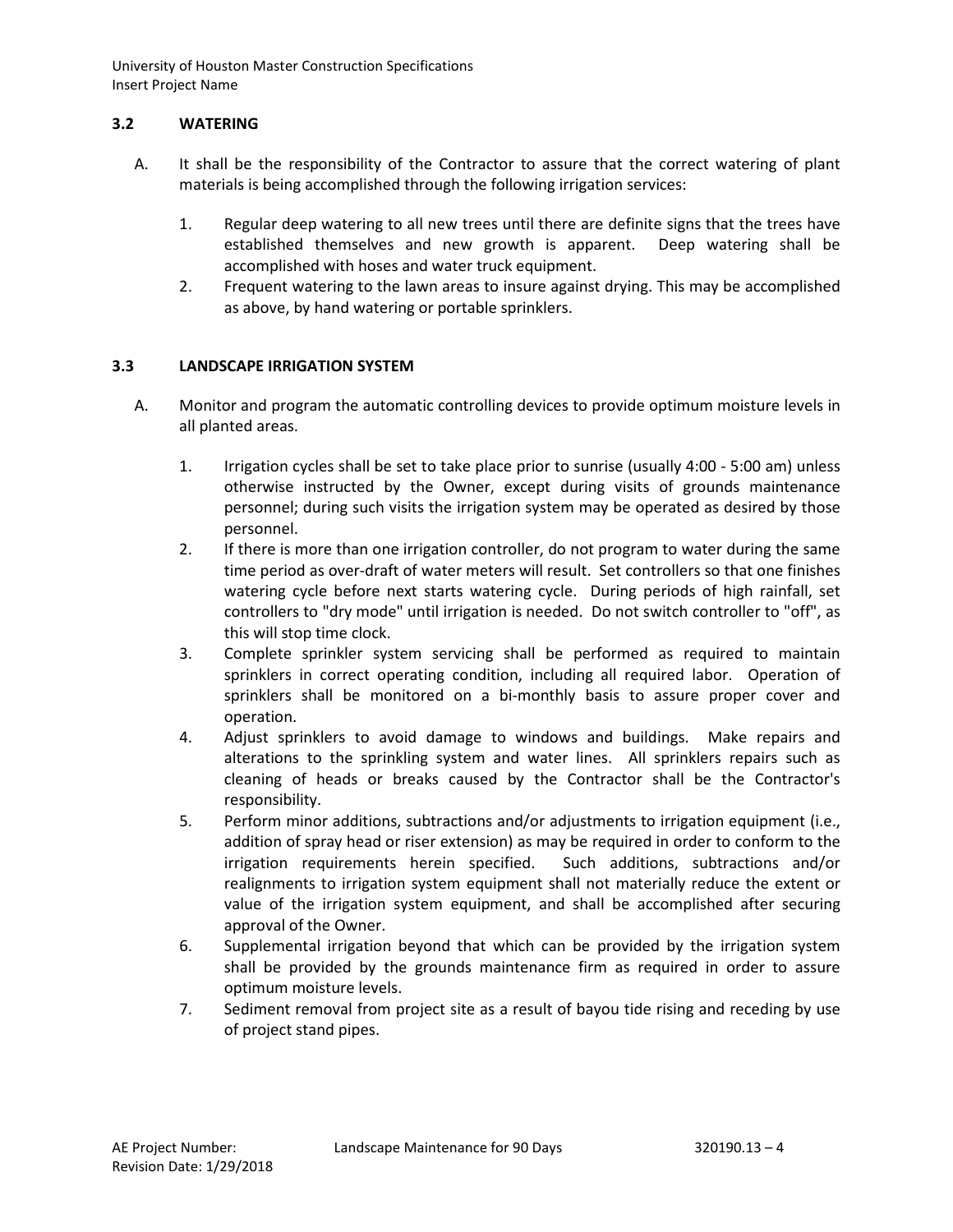### 3.2 WATERING

A. It shall be the responsibility of the Contractor to assure that the correct watering of plant materials is being accomplished through the following irrigation services:

   1. Regular deep watering to all new trees until there are definite signs that the trees have established themselves and new growth is apparent. Deep watering shall be accomplished with hoses and water truck equipment.
   2. Frequent watering to the lawn areas to insure against drying. This may be accomplished as above, by hand watering or portable sprinklers.

### 3.3 LANDSCAPE IRRIGATION SYSTEM

A. Monitor and program the automatic controlling devices to provide optimum moisture levels in all planted areas.

   1. Irrigation cycles shall be set to take place prior to sunrise (usually 4:00 - 5:00 am) unless otherwise instructed by the Owner, except during visits of grounds maintenance personnel; during such visits the irrigation system may be operated as desired by those personnel.
   2. If there is more than one irrigation controller, do not program to water during the same time period as over-draft of water meters will result. Set controllers so that one finishes watering cycle before next starts watering cycle. During periods of high rainfall, set controllers to "dry mode" until irrigation is needed. Do not switch controller to "off", as this will stop time clock.
   3. Complete sprinkler system servicing shall be performed as required to maintain sprinklers in correct operating condition, including all required labor. Operation of sprinklers shall be monitored on a bi-monthly basis to assure proper cover and operation.
   4. Adjust sprinklers to avoid damage to windows and buildings. Make repairs and alterations to the sprinkling system and water lines. All sprinklers repairs such as cleaning of heads or breaks caused by the Contractor shall be the Contractor's responsibility.
   5. Perform minor additions, subtractions and/or adjustments to irrigation equipment (i.e., addition of spray head or riser extension) as may be required in order to conform to the irrigation requirements herein specified. Such additions, subtractions and/or realignments to irrigation system equipment shall not materially reduce the extent or value of the irrigation system equipment, and shall be accomplished after securing approval of the Owner.
   6. Supplemental irrigation beyond that which can be provided by the irrigation system shall be provided by the grounds maintenance firm as required in order to assure optimum moisture levels.
   7. Sediment removal from project site as a result of bayou tide rising and receding by use of project stand pipes.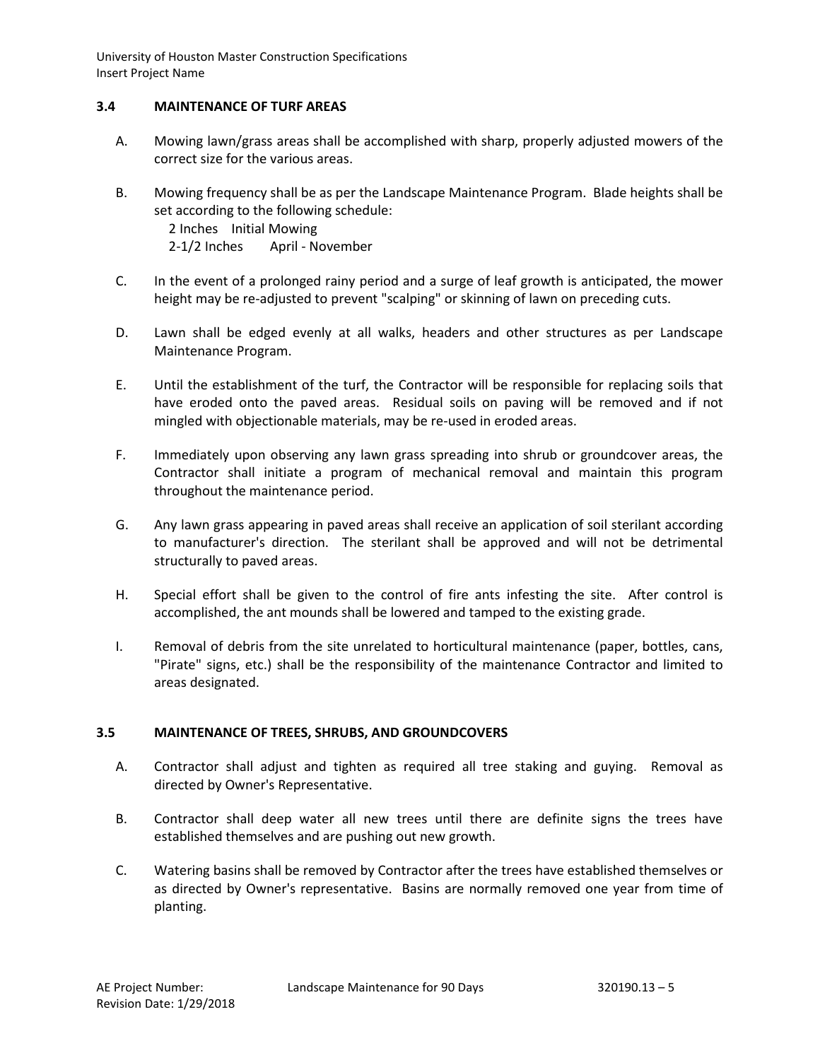### 3.4 MAINTENANCE OF TURF AREAS

A. Mowing lawn/grass areas shall be accomplished with sharp, properly adjusted mowers of the correct size for the various areas.

B. Mowing frequency shall be as per the Landscape Maintenance Program. Blade heights shall be set according to the following schedule:
   2 Inches Initial Mowing
   2-1/2 Inches April - November

C. In the event of a prolonged rainy period and a surge of leaf growth is anticipated, the mower height may be re-adjusted to prevent "scalping" or skinning of lawn on preceding cuts.

D. Lawn shall be edged evenly at all walks, headers and other structures as per Landscape Maintenance Program.

E. Until the establishment of the turf, the Contractor will be responsible for replacing soils that have eroded onto the paved areas. Residual soils on paving will be removed and if not mingled with objectionable materials, may be re-used in eroded areas.

F. Immediately upon observing any lawn grass spreading into shrub or groundcover areas, the Contractor shall initiate a program of mechanical removal and maintain this program throughout the maintenance period.

G. Any lawn grass appearing in paved areas shall receive an application of soil sterilant according to manufacturer's direction. The sterilant shall be approved and will not be detrimental structurally to paved areas.

H. Special effort shall be given to the control of fire ants infesting the site. After control is accomplished, the ant mounds shall be lowered and tamped to the existing grade.

I. Removal of debris from the site unrelated to horticultural maintenance (paper, bottles, cans, "Pirate" signs, etc.) shall be the responsibility of the maintenance Contractor and limited to areas designated.

### 3.5 MAINTENANCE OF TREES, SHRUBS, AND GROUNDCOVERS

A. Contractor shall adjust and tighten as required all tree staking and guying. Removal as directed by Owner's Representative.

B. Contractor shall deep water all new trees until there are definite signs the trees have established themselves and are pushing out new growth.

C. Watering basins shall be removed by Contractor after the trees have established themselves or as directed by Owner's representative. Basins are normally removed one year from time of planting.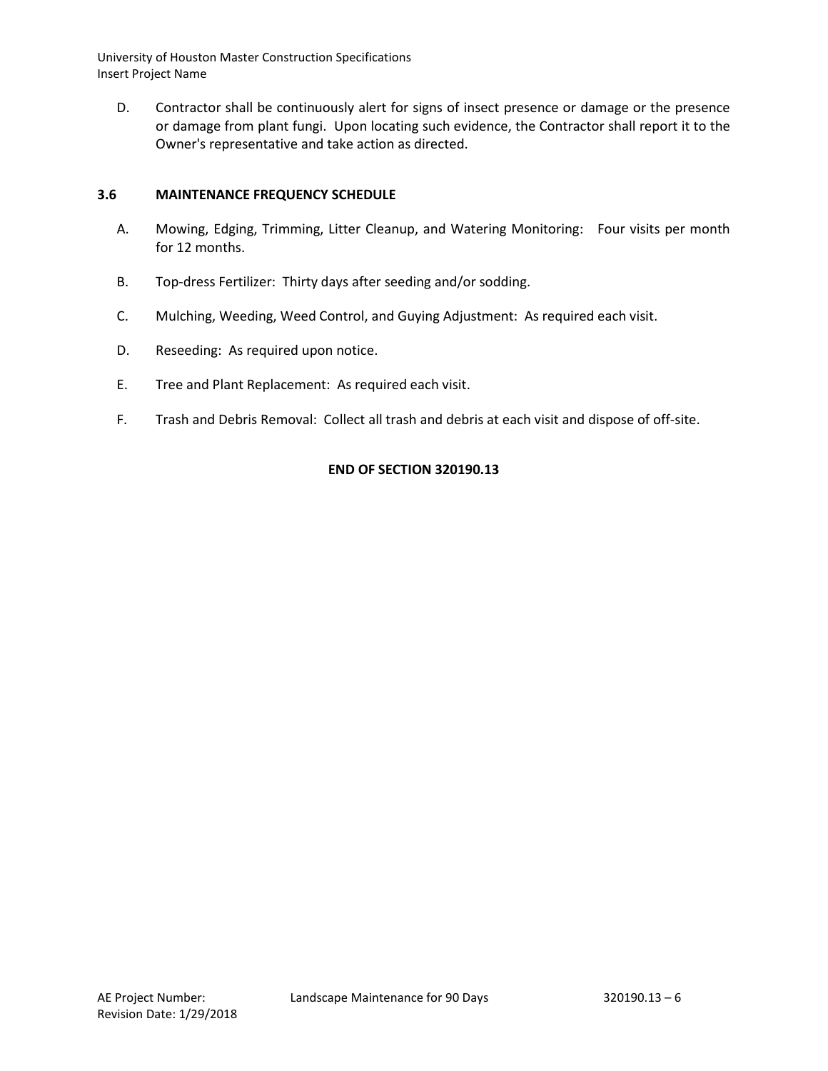D. Contractor shall be continuously alert for signs of insect presence or damage or the presence or damage from plant fungi. Upon locating such evidence, the Contractor shall report it to the Owner's representative and take action as directed.

### 3.6 MAINTENANCE FREQUENCY SCHEDULE

A. Mowing, Edging, Trimming, Litter Cleanup, and Watering Monitoring: Four visits per month for 12 months.

B. Top-dress Fertilizer: Thirty days after seeding and/or sodding.

C. Mulching, Weeding, Weed Control, and Guying Adjustment: As required each visit.

D. Reseeding: As required upon notice.

E. Tree and Plant Replacement: As required each visit.

F. Trash and Debris Removal: Collect all trash and debris at each visit and dispose of off-site.

**END OF SECTION 320190.13**